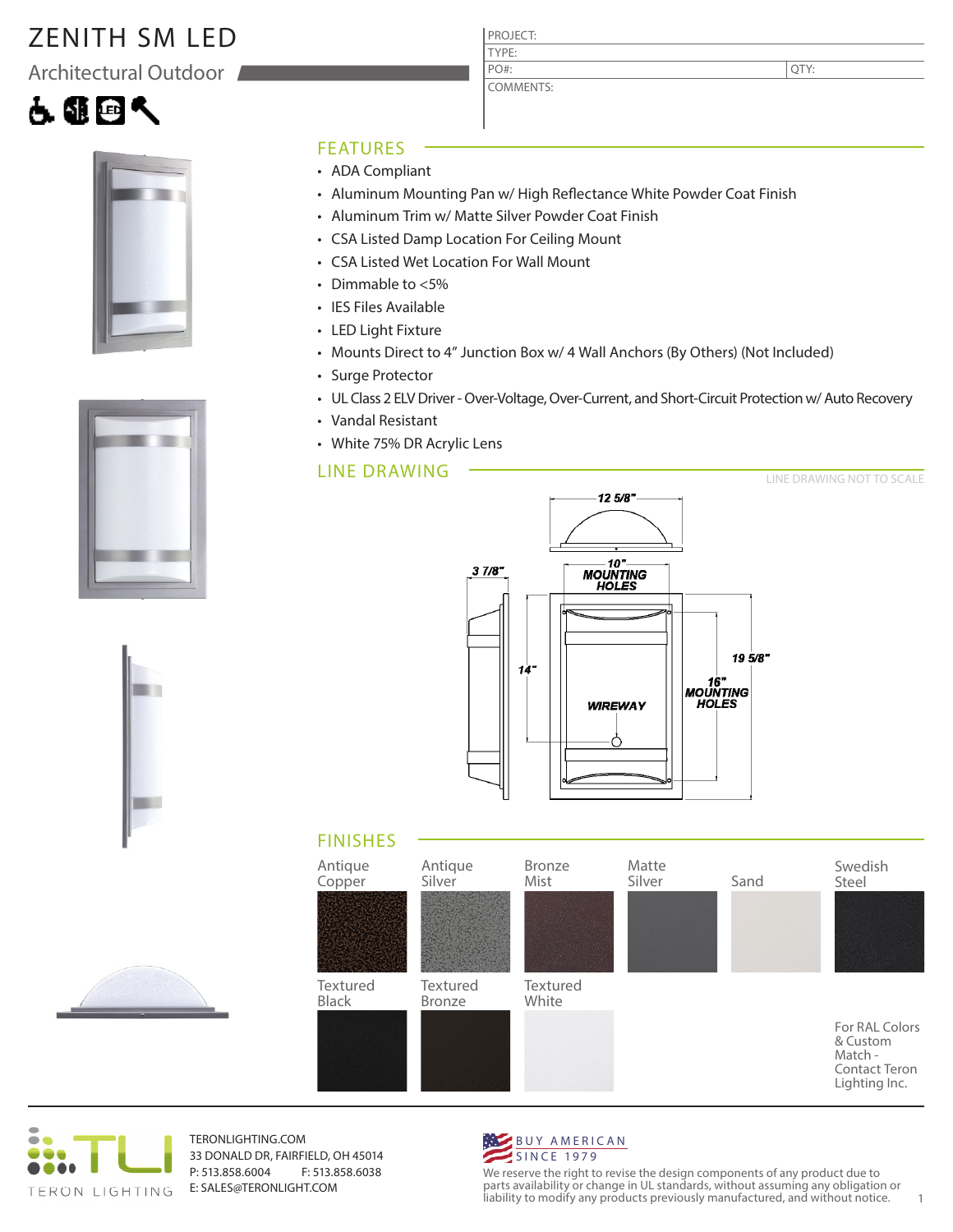# ZENITH SM LED

## Architectural Outdoor

| PROJECT: | |
|---|---|
| TYPE: | |
| PO#: | QTY: |
| COMMENTS: | |

## FEATURES

- ADA Compliant
- Aluminum Mounting Pan w/ High Reflectance White Powder Coat Finish
- Aluminum Trim w/ Matte Silver Powder Coat Finish
- CSA Listed Damp Location For Ceiling Mount
- CSA Listed Wet Location For Wall Mount
- Dimmable to <5%
- IES Files Available
- LED Light Fixture
- Mounts Direct to 4" Junction Box w/ 4 Wall Anchors (By Others) (Not Included)
- Surge Protector
- UL Class 2 ELV Driver - Over-Voltage, Over-Current, and Short-Circuit Protection w/ Auto Recovery
- Vandal Resistant
- White 75% DR Acrylic Lens

## LINE DRAWING

LINE DRAWING NOT TO SCALE

12 5/8"

3 7/8"

10" MOUNTING HOLES

14"

19 5/8"

16" MOUNTING HOLES

WIREWAY

## FINISHES

- Antique Copper
- Antique Silver
- Bronze Mist
- Matte Silver
- Sand
- Swedish Steel
- Textured Black
- Textured Bronze
- Textured White

For RAL Colors & Custom Match - Contact Teron Lighting Inc.

TERON LIGHTING

TERONLIGHTING.COM
33 DONALD DR, FAIRFIELD, OH 45014
P: 513.858.6004 F: 513.858.6038
E: SALES@TERONLIGHT.COM

BUY AMERICAN SINCE 1979

We reserve the right to revise the design components of any product due to parts availability or change in UL standards, without assuming any obligation or liability to modify any products previously manufactured, and without notice.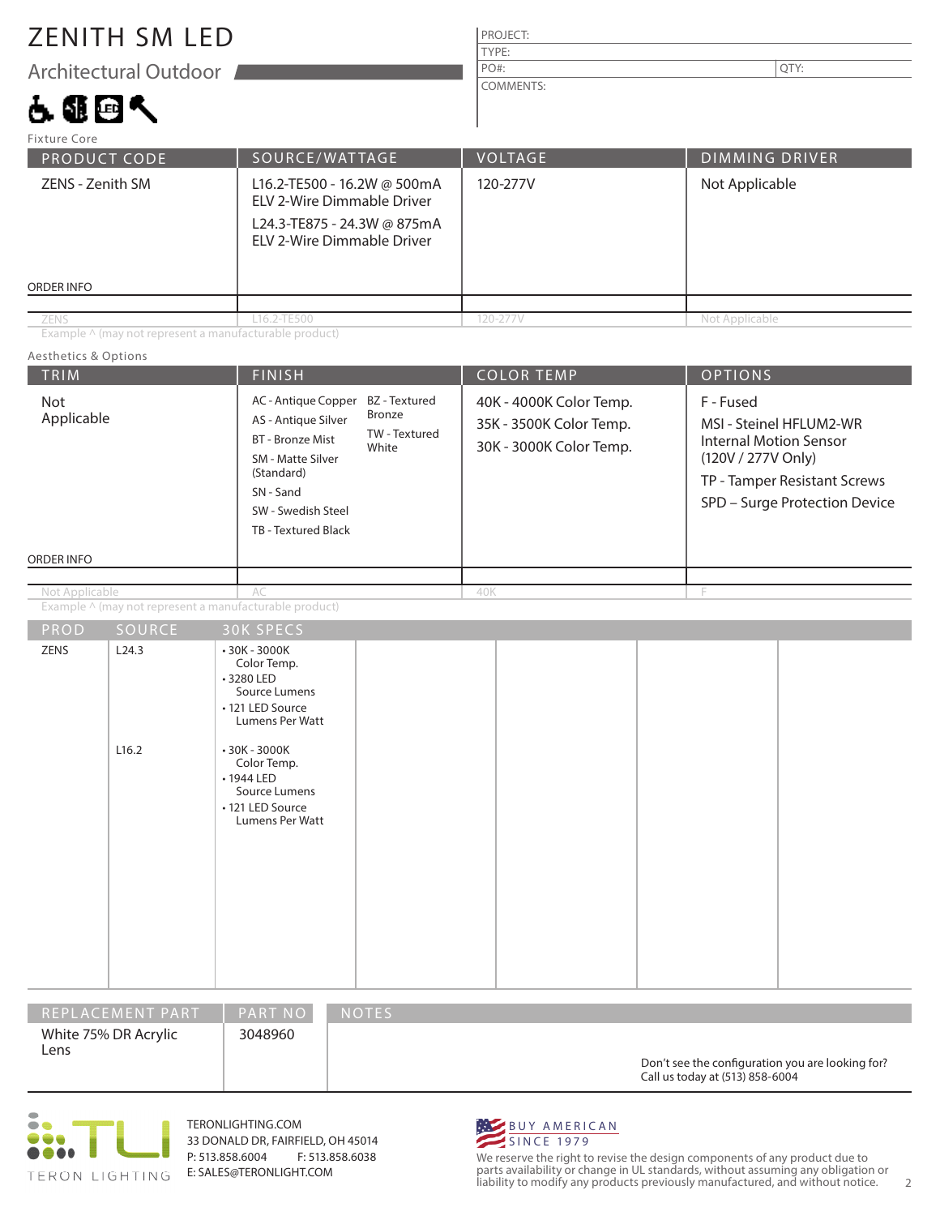# ZENITH SM LED

## Architectural Outdoor

| PROJECT: | |
|---|---|
| TYPE: | |
| PO#: | QTY: |
| COMMENTS: | |

### Fixture Core

| PRODUCT CODE | SOURCE/WATTAGE | VOLTAGE | DIMMING DRIVER |
|---|---|---|---|
| ZENS - Zenith SM | L16.2-TE500 - 16.2W @ 500mA ELV 2-Wire Dimmable Driver<br>L24.3-TE875 - 24.3W @ 875mA ELV 2-Wire Dimmable Driver | 120-277V | Not Applicable |
| ORDER INFO | | | |
| ZENS | L16.2-TE500 | 120-277V | Not Applicable |

Example ^ (may not represent a manufacturable product)

### Aesthetics & Options

| TRIM | FINISH | COLOR TEMP | OPTIONS |
|---|---|---|---|
| Not Applicable | AC - Antique Copper<br>AS - Antique Silver<br>BT - Bronze Mist<br>SM - Matte Silver (Standard)<br>SN - Sand<br>SW - Swedish Steel<br>TB - Textured Black<br>BZ - Textured Bronze<br>TW - Textured White | 40K - 4000K Color Temp.<br>35K - 3500K Color Temp.<br>30K - 3000K Color Temp. | F - Fused<br>MSI - Steinel HFLUM2-WR Internal Motion Sensor (120V / 277V Only)<br>TP - Tamper Resistant Screws<br>SPD – Surge Protection Device |
| ORDER INFO | | | |
| Not Applicable | AC | 40K | F |

Example ^ (may not represent a manufacturable product)

| PROD | SOURCE | 30K SPECS |
|---|---|---|
| ZENS | L24.3 | • 30K - 3000K Color Temp.<br>• 3280 LED Source Lumens<br>• 121 LED Source Lumens Per Watt |
| | L16.2 | • 30K - 3000K Color Temp.<br>• 1944 LED Source Lumens<br>• 121 LED Source Lumens Per Watt |

| REPLACEMENT PART | PART NO | NOTES |
|---|---|---|
| White 75% DR Acrylic Lens | 3048960 | |

Don’t see the configuration you are looking for? Call us today at (513) 858-6004

TERON LIGHTING

TERONLIGHTING.COM
33 DONALD DR, FAIRFIELD, OH 45014
P: 513.858.6004 F: 513.858.6038
E: SALES@TERONLIGHT.COM

BUY AMERICAN SINCE 1979

We reserve the right to revise the design components of any product due to parts availability or change in UL standards, without assuming any obligation or liability to modify any products previously manufactured, and without notice.